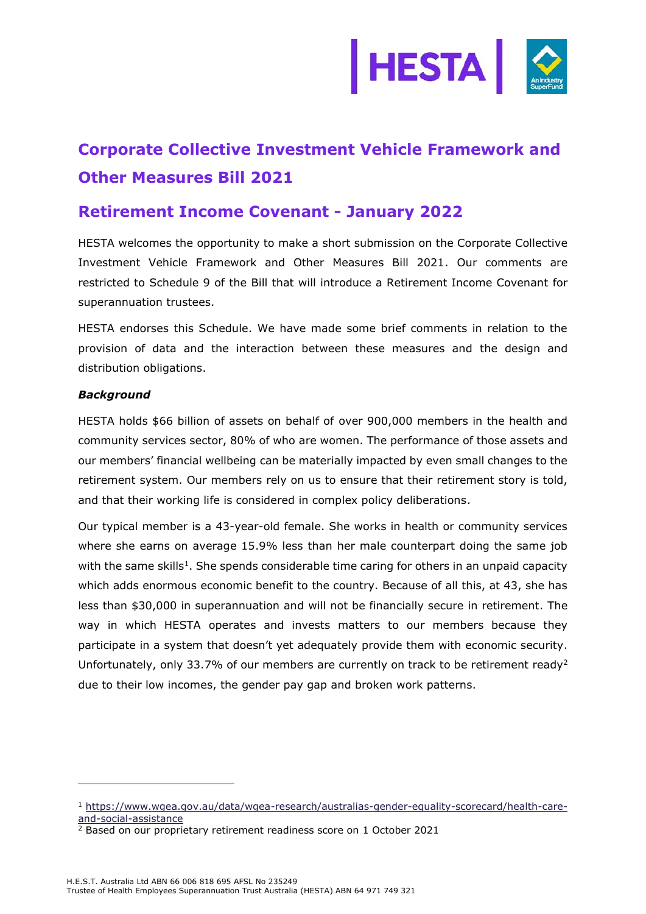# Corporate Collective Investment Vehicle Framework and Other Measures Bill 2021

## Retirement Income Covenant - January 2022

HESTA welcomes the opportunity to make a short submission on the Corporate Collective Investment Vehicle Framework and Other Measures Bill 2021. Our comments are restricted to Schedule 9 of the Bill that will introduce a Retirement Income Covenant for superannuation trustees.

HESTA endorses this Schedule. We have made some brief comments in relation to the provision of data and the interaction between these measures and the design and distribution obligations.

***Background***

HESTA holds $66 billion of assets on behalf of over 900,000 members in the health and community services sector, 80% of who are women. The performance of those assets and our members' financial wellbeing can be materially impacted by even small changes to the retirement system. Our members rely on us to ensure that their retirement story is told, and that their working life is considered in complex policy deliberations.

Our typical member is a 43-year-old female. She works in health or community services where she earns on average 15.9% less than her male counterpart doing the same job with the same skills[1]. She spends considerable time caring for others in an unpaid capacity which adds enormous economic benefit to the country. Because of all this, at 43, she has less than $30,000 in superannuation and will not be financially secure in retirement. The way in which HESTA operates and invests matters to our members because they participate in a system that doesn't yet adequately provide them with economic security. Unfortunately, only 33.7% of our members are currently on track to be retirement ready[2] due to their low incomes, the gender pay gap and broken work patterns.

---

[1] https://www.wgea.gov.au/data/wgea-research/australias-gender-equality-scorecard/health-care-and-social-assistance

[2] Based on our proprietary retirement readiness score on 1 October 2021

H.E.S.T. Australia Ltd ABN 66 006 818 695 AFSL No 235249
Trustee of Health Employees Superannuation Trust Australia (HESTA) ABN 64 971 749 321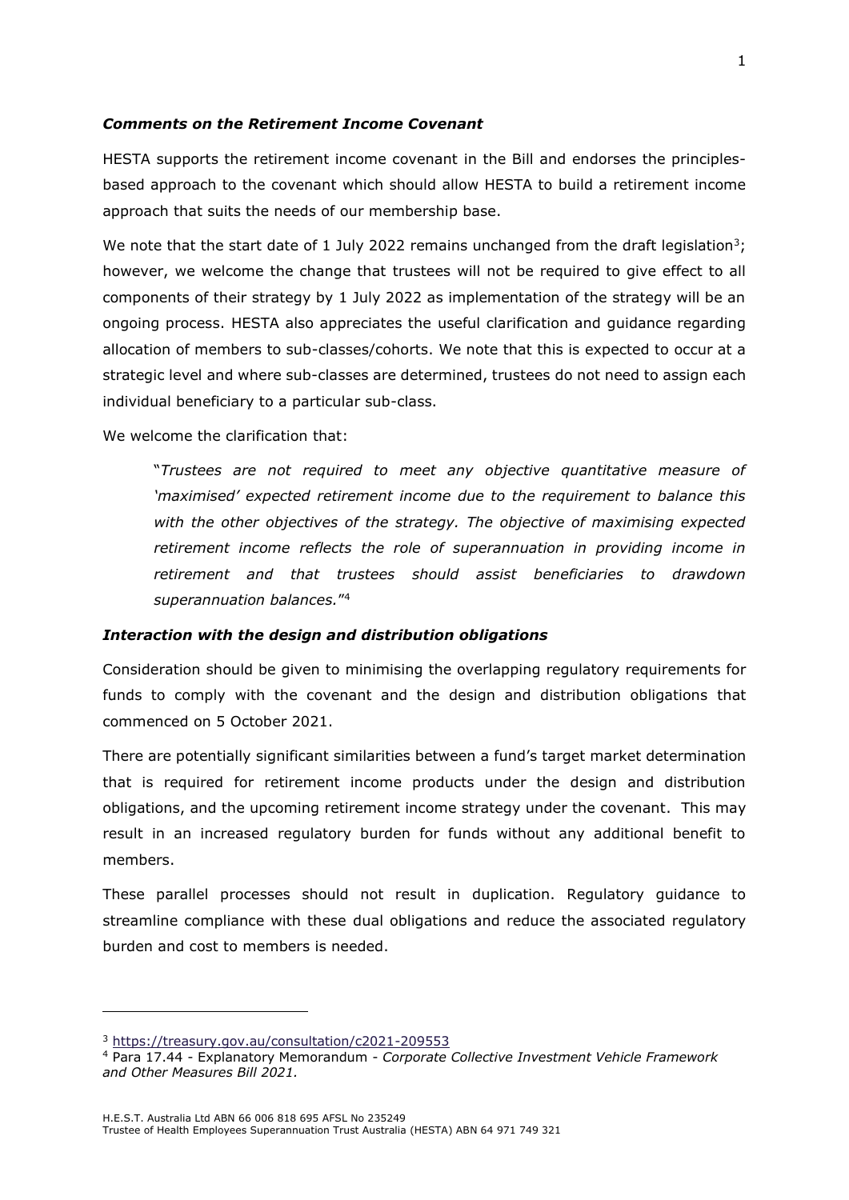### *Comments on the Retirement Income Covenant*

HESTA supports the retirement income covenant in the Bill and endorses the principles-based approach to the covenant which should allow HESTA to build a retirement income approach that suits the needs of our membership base.

We note that the start date of 1 July 2022 remains unchanged from the draft legislation[3]; however, we welcome the change that trustees will not be required to give effect to all components of their strategy by 1 July 2022 as implementation of the strategy will be an ongoing process. HESTA also appreciates the useful clarification and guidance regarding allocation of members to sub-classes/cohorts. We note that this is expected to occur at a strategic level and where sub-classes are determined, trustees do not need to assign each individual beneficiary to a particular sub-class.

We welcome the clarification that:

> "*Trustees are not required to meet any objective quantitative measure of 'maximised' expected retirement income due to the requirement to balance this with the other objectives of the strategy. The objective of maximising expected retirement income reflects the role of superannuation in providing income in retirement and that trustees should assist beneficiaries to drawdown superannuation balances.*"[4]

### *Interaction with the design and distribution obligations*

Consideration should be given to minimising the overlapping regulatory requirements for funds to comply with the covenant and the design and distribution obligations that commenced on 5 October 2021.

There are potentially significant similarities between a fund's target market determination that is required for retirement income products under the design and distribution obligations, and the upcoming retirement income strategy under the covenant. This may result in an increased regulatory burden for funds without any additional benefit to members.

These parallel processes should not result in duplication. Regulatory guidance to streamline compliance with these dual obligations and reduce the associated regulatory burden and cost to members is needed.

---

[3] https://treasury.gov.au/consultation/c2021-209553

[4] Para 17.44 - Explanatory Memorandum - *Corporate Collective Investment Vehicle Framework and Other Measures Bill 2021.*

H.E.S.T. Australia Ltd ABN 66 006 818 695 AFSL No 235249
Trustee of Health Employees Superannuation Trust Australia (HESTA) ABN 64 971 749 321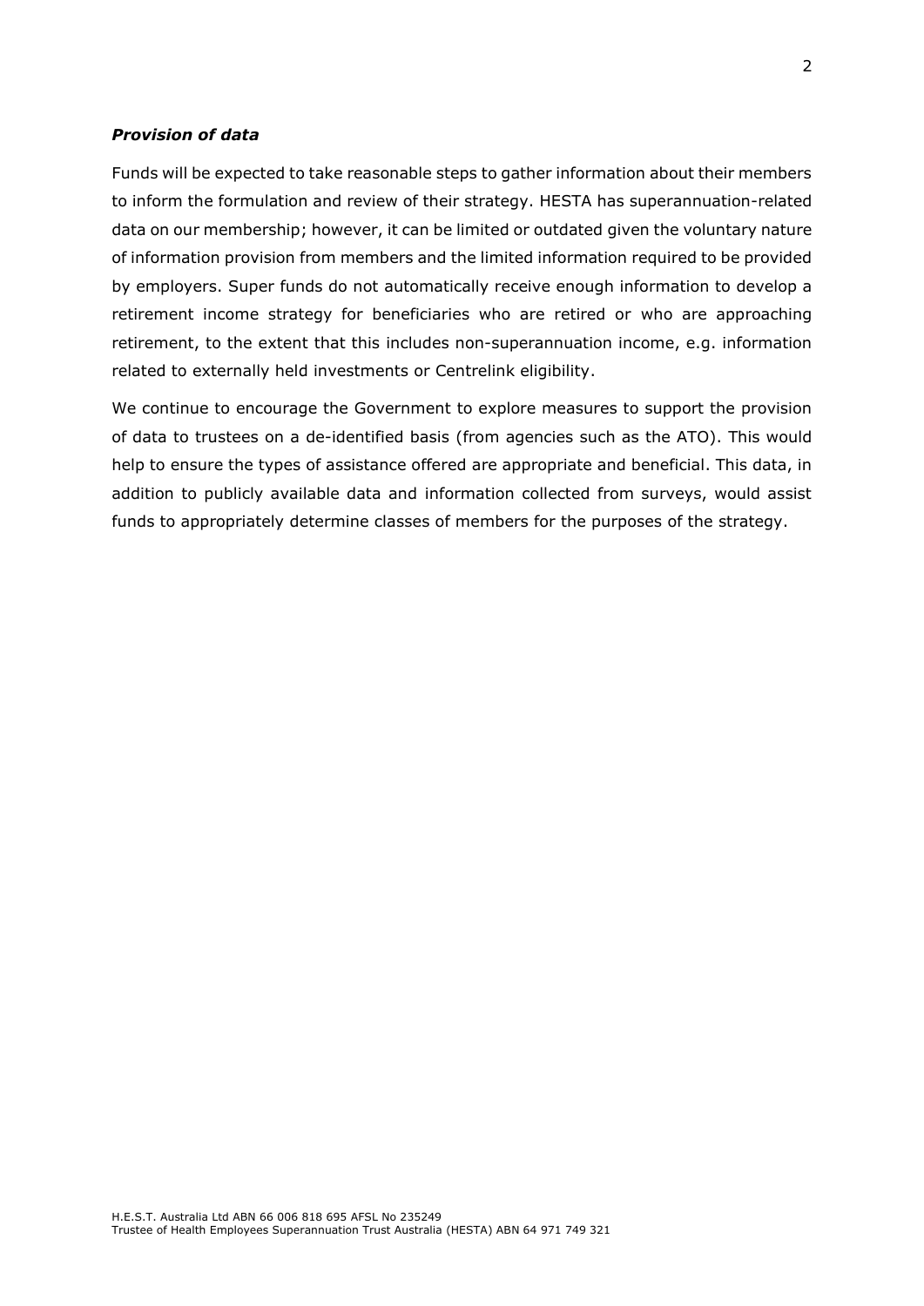### *Provision of data*

Funds will be expected to take reasonable steps to gather information about their members to inform the formulation and review of their strategy. HESTA has superannuation-related data on our membership; however, it can be limited or outdated given the voluntary nature of information provision from members and the limited information required to be provided by employers. Super funds do not automatically receive enough information to develop a retirement income strategy for beneficiaries who are retired or who are approaching retirement, to the extent that this includes non-superannuation income, e.g. information related to externally held investments or Centrelink eligibility.

We continue to encourage the Government to explore measures to support the provision of data to trustees on a de-identified basis (from agencies such as the ATO). This would help to ensure the types of assistance offered are appropriate and beneficial. This data, in addition to publicly available data and information collected from surveys, would assist funds to appropriately determine classes of members for the purposes of the strategy.